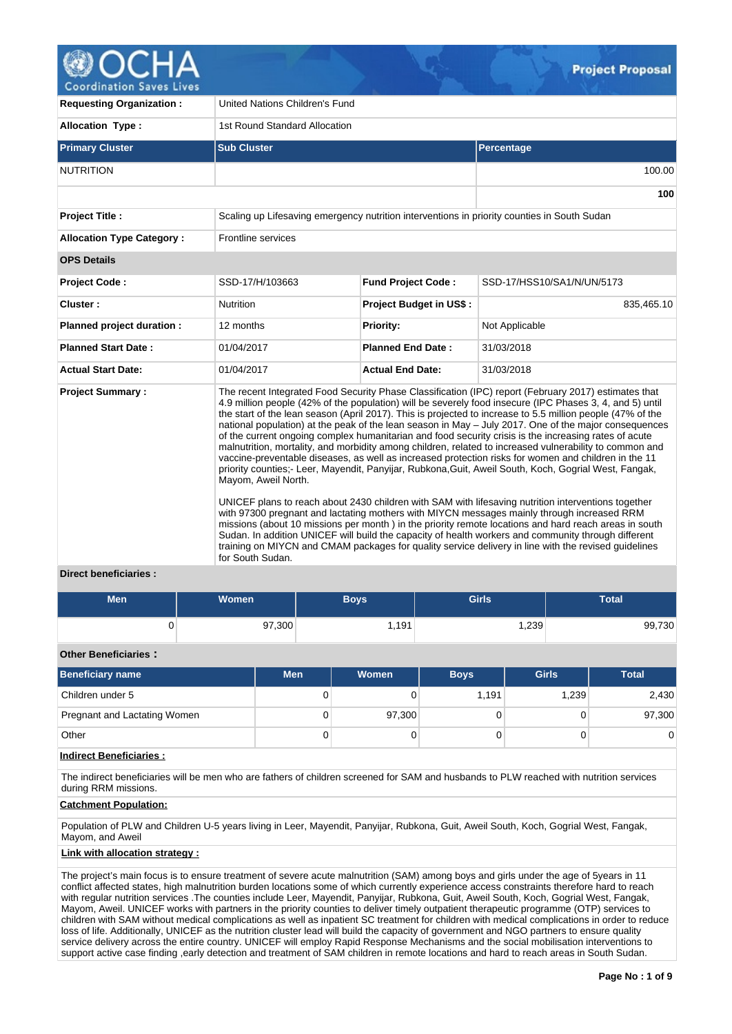# OCHA Coordination Saves Lives — Project Proposal

| | | | |
|---|---|---|---|
| **Requesting Organization :** | United Nations Children's Fund | | |
| **Allocation Type :** | 1st Round Standard Allocation | | |

| Primary Cluster | Sub Cluster | Percentage |
|---|---|---|
| NUTRITION | | 100.00 |
| | | **100** |

| | | | |
|---|---|---|---|
| **Project Title :** | Scaling up Lifesaving emergency nutrition interventions in priority counties in South Sudan | | |
| **Allocation Type Category :** | Frontline services | | |

**OPS Details**

| | | | |
|---|---|---|---|
| **Project Code :** | SSD-17/H/103663 | **Fund Project Code :** | SSD-17/HSS10/SA1/N/UN/5173 |
| **Cluster :** | Nutrition | **Project Budget in US$ :** | 835,465.10 |
| **Planned project duration :** | 12 months | **Priority:** | Not Applicable |
| **Planned Start Date :** | 01/04/2017 | **Planned End Date :** | 31/03/2018 |
| **Actual Start Date:** | 01/04/2017 | **Actual End Date:** | 31/03/2018 |

**Project Summary :**

The recent Integrated Food Security Phase Classification (IPC) report (February 2017) estimates that 4.9 million people (42% of the population) will be severely food insecure (IPC Phases 3, 4, and 5) until the start of the lean season (April 2017). This is projected to increase to 5.5 million people (47% of the national population) at the peak of the lean season in May – July 2017. One of the major consequences of the current ongoing complex humanitarian and food security crisis is the increasing rates of acute malnutrition, mortality, and morbidity among children, related to increased vulnerability to common and vaccine-preventable diseases, as well as increased protection risks for women and children in the 11 priority counties;- Leer, Mayendit, Panyijar, Rubkona,Guit, Aweil South, Koch, Gogrial West, Fangak, Mayom, Aweil North.

UNICEF plans to reach about 2430 children with SAM with lifesaving nutrition interventions together with 97300 pregnant and lactating mothers with MIYCN messages mainly through increased RRM missions (about 10 missions per month ) in the priority remote locations and hard reach areas in south Sudan. In addition UNICEF will build the capacity of health workers and community through different training on MIYCN and CMAM packages for quality service delivery in line with the revised guidelines for South Sudan.

**Direct beneficiaries :**

| Men | Women | Boys | Girls | Total |
|---|---|---|---|---|
| 0 | 97,300 | 1,191 | 1,239 | 99,730 |

**Other Beneficiaries :**

| Beneficiary name | Men | Women | Boys | Girls | Total |
|---|---|---|---|---|---|
| Children under 5 | 0 | 0 | 1,191 | 1,239 | 2,430 |
| Pregnant and Lactating Women | 0 | 97,300 | 0 | 0 | 97,300 |
| Other | 0 | 0 | 0 | 0 | 0 |

**Indirect Beneficiaries :**

The indirect beneficiaries will be men who are fathers of children screened for SAM and husbands to PLW reached with nutrition services during RRM missions.

**Catchment Population:**

Population of PLW and Children U-5 years living in Leer, Mayendit, Panyijar, Rubkona, Guit, Aweil South, Koch, Gogrial West, Fangak, Mayom, and Aweil

**Link with allocation strategy :**

The project's main focus is to ensure treatment of severe acute malnutrition (SAM) among boys and girls under the age of 5years in 11 conflict affected states, high malnutrition burden locations some of which currently experience access constraints therefore hard to reach with regular nutrition services .The counties include Leer, Mayendit, Panyijar, Rubkona, Guit, Aweil South, Koch, Gogrial West, Fangak, Mayom, Aweil. UNICEF works with partners in the priority counties to deliver timely outpatient therapeutic programme (OTP) services to children with SAM without medical complications as well as inpatient SC treatment for children with medical complications in order to reduce loss of life. Additionally, UNICEF as the nutrition cluster lead will build the capacity of government and NGO partners to ensure quality service delivery across the entire country. UNICEF will employ Rapid Response Mechanisms and the social mobilisation interventions to support active case finding ,early detection and treatment of SAM children in remote locations and hard to reach areas in South Sudan.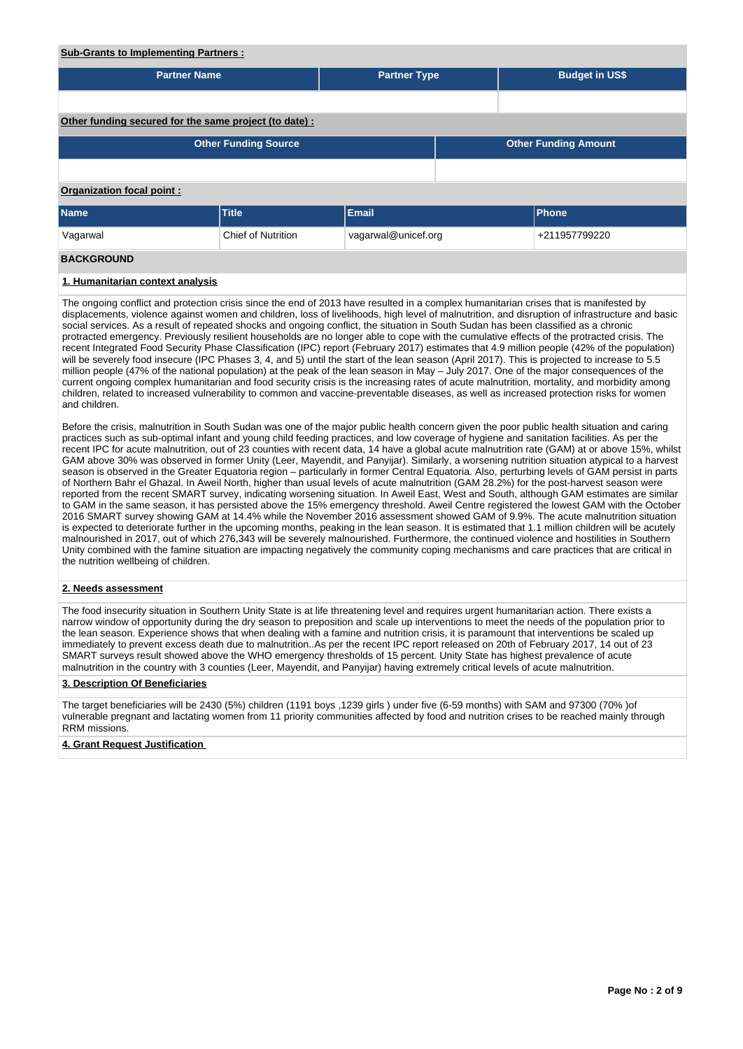**Sub-Grants to Implementing Partners :**

| Partner Name | Partner Type | Budget in US$ |
|---|---|---|
| | | |

**Other funding secured for the same project (to date) :**

| Other Funding Source | Other Funding Amount |
|---|---|
| | |

**Organization focal point :**

| Name | Title | Email | Phone |
|---|---|---|---|
| Vagarwal | Chief of Nutrition | vagarwal@unicef.org | +211957799220 |

## BACKGROUND

### 1. Humanitarian context analysis

The ongoing conflict and protection crisis since the end of 2013 have resulted in a complex humanitarian crises that is manifested by displacements, violence against women and children, loss of livelihoods, high level of malnutrition, and disruption of infrastructure and basic social services. As a result of repeated shocks and ongoing conflict, the situation in South Sudan has been classified as a chronic protracted emergency. Previously resilient households are no longer able to cope with the cumulative effects of the protracted crisis. The recent Integrated Food Security Phase Classification (IPC) report (February 2017) estimates that 4.9 million people (42% of the population) will be severely food insecure (IPC Phases 3, 4, and 5) until the start of the lean season (April 2017). This is projected to increase to 5.5 million people (47% of the national population) at the peak of the lean season in May – July 2017. One of the major consequences of the current ongoing complex humanitarian and food security crisis is the increasing rates of acute malnutrition, mortality, and morbidity among children, related to increased vulnerability to common and vaccine-preventable diseases, as well as increased protection risks for women and children.

Before the crisis, malnutrition in South Sudan was one of the major public health concern given the poor public health situation and caring practices such as sub-optimal infant and young child feeding practices, and low coverage of hygiene and sanitation facilities. As per the recent IPC for acute malnutrition, out of 23 counties with recent data, 14 have a global acute malnutrition rate (GAM) at or above 15%, whilst GAM above 30% was observed in former Unity (Leer, Mayendit, and Panyijar). Similarly, a worsening nutrition situation atypical to a harvest season is observed in the Greater Equatoria region – particularly in former Central Equatoria. Also, perturbing levels of GAM persist in parts of Northern Bahr el Ghazal. In Aweil North, higher than usual levels of acute malnutrition (GAM 28.2%) for the post-harvest season were reported from the recent SMART survey, indicating worsening situation. In Aweil East, West and South, although GAM estimates are similar to GAM in the same season, it has persisted above the 15% emergency threshold. Aweil Centre registered the lowest GAM with the October 2016 SMART survey showing GAM at 14.4% while the November 2016 assessment showed GAM of 9.9%. The acute malnutrition situation is expected to deteriorate further in the upcoming months, peaking in the lean season. It is estimated that 1.1 million children will be acutely malnourished in 2017, out of which 276,343 will be severely malnourished. Furthermore, the continued violence and hostilities in Southern Unity combined with the famine situation are impacting negatively the community coping mechanisms and care practices that are critical in the nutrition wellbeing of children.

### 2. Needs assessment

The food insecurity situation in Southern Unity State is at life threatening level and requires urgent humanitarian action. There exists a narrow window of opportunity during the dry season to preposition and scale up interventions to meet the needs of the population prior to the lean season. Experience shows that when dealing with a famine and nutrition crisis, it is paramount that interventions be scaled up immediately to prevent excess death due to malnutrition..As per the recent IPC report released on 20th of February 2017, 14 out of 23 SMART surveys result showed above the WHO emergency thresholds of 15 percent. Unity State has highest prevalence of acute malnutrition in the country with 3 counties (Leer, Mayendit, and Panyijar) having extremely critical levels of acute malnutrition.

### 3. Description Of Beneficiaries

The target beneficiaries will be 2430 (5%) children (1191 boys ,1239 girls ) under five (6-59 months) with SAM and 97300 (70% )of vulnerable pregnant and lactating women from 11 priority communities affected by food and nutrition crises to be reached mainly through RRM missions.

### 4. Grant Request Justification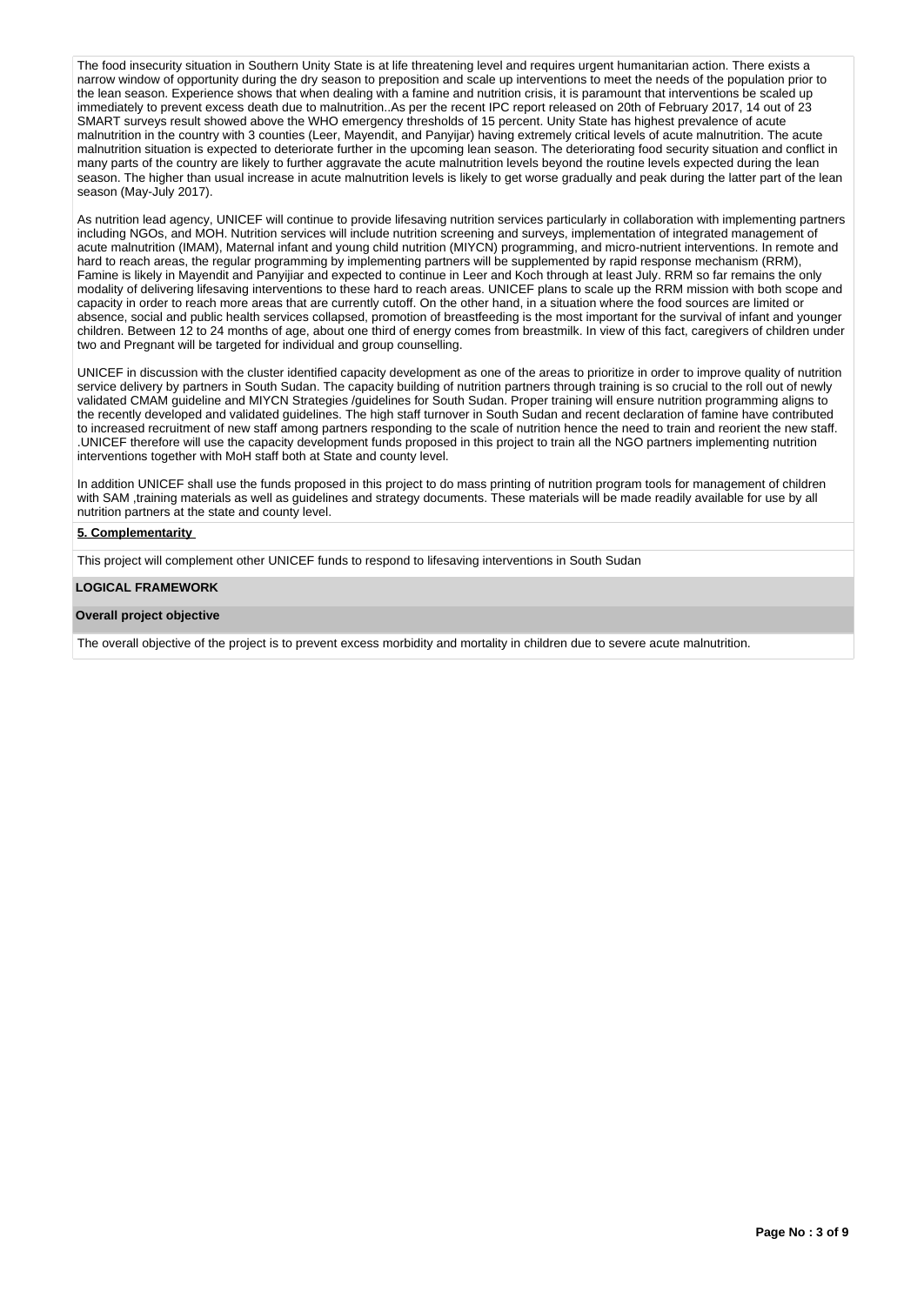The food insecurity situation in Southern Unity State is at life threatening level and requires urgent humanitarian action. There exists a narrow window of opportunity during the dry season to preposition and scale up interventions to meet the needs of the population prior to the lean season. Experience shows that when dealing with a famine and nutrition crisis, it is paramount that interventions be scaled up immediately to prevent excess death due to malnutrition..As per the recent IPC report released on 20th of February 2017, 14 out of 23 SMART surveys result showed above the WHO emergency thresholds of 15 percent. Unity State has highest prevalence of acute malnutrition in the country with 3 counties (Leer, Mayendit, and Panyijar) having extremely critical levels of acute malnutrition. The acute malnutrition situation is expected to deteriorate further in the upcoming lean season. The deteriorating food security situation and conflict in many parts of the country are likely to further aggravate the acute malnutrition levels beyond the routine levels expected during the lean season. The higher than usual increase in acute malnutrition levels is likely to get worse gradually and peak during the latter part of the lean season (May-July 2017).

As nutrition lead agency, UNICEF will continue to provide lifesaving nutrition services particularly in collaboration with implementing partners including NGOs, and MOH. Nutrition services will include nutrition screening and surveys, implementation of integrated management of acute malnutrition (IMAM), Maternal infant and young child nutrition (MIYCN) programming, and micro-nutrient interventions. In remote and hard to reach areas, the regular programming by implementing partners will be supplemented by rapid response mechanism (RRM), Famine is likely in Mayendit and Panyijiar and expected to continue in Leer and Koch through at least July. RRM so far remains the only modality of delivering lifesaving interventions to these hard to reach areas. UNICEF plans to scale up the RRM mission with both scope and capacity in order to reach more areas that are currently cutoff. On the other hand, in a situation where the food sources are limited or absence, social and public health services collapsed, promotion of breastfeeding is the most important for the survival of infant and younger children. Between 12 to 24 months of age, about one third of energy comes from breastmilk. In view of this fact, caregivers of children under two and Pregnant will be targeted for individual and group counselling.

UNICEF in discussion with the cluster identified capacity development as one of the areas to prioritize in order to improve quality of nutrition service delivery by partners in South Sudan. The capacity building of nutrition partners through training is so crucial to the roll out of newly validated CMAM guideline and MIYCN Strategies /guidelines for South Sudan. Proper training will ensure nutrition programming aligns to the recently developed and validated guidelines. The high staff turnover in South Sudan and recent declaration of famine have contributed to increased recruitment of new staff among partners responding to the scale of nutrition hence the need to train and reorient the new staff. .UNICEF therefore will use the capacity development funds proposed in this project to train all the NGO partners implementing nutrition interventions together with MoH staff both at State and county level.

In addition UNICEF shall use the funds proposed in this project to do mass printing of nutrition program tools for management of children with SAM ,training materials as well as guidelines and strategy documents. These materials will be made readily available for use by all nutrition partners at the state and county level.

**5. Complementarity**

This project will complement other UNICEF funds to respond to lifesaving interventions in South Sudan

## LOGICAL FRAMEWORK

### Overall project objective

The overall objective of the project is to prevent excess morbidity and mortality in children due to severe acute malnutrition.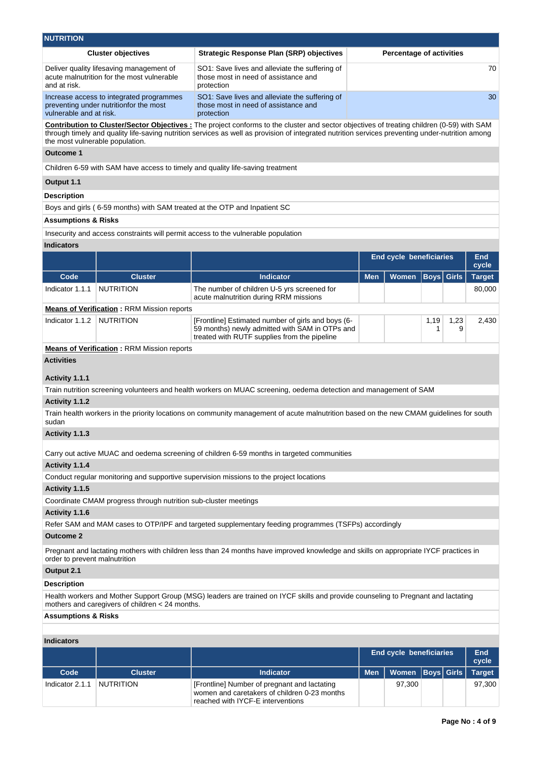## NUTRITION

| Cluster objectives | Strategic Response Plan (SRP) objectives | Percentage of activities |
|---|---|---|
| Deliver quality lifesaving management of acute malnutrition for the most vulnerable and at risk. | SO1: Save lives and alleviate the suffering of those most in need of assistance and protection | 70 |
| Increase access to integrated programmes preventing under nutritionfor the most vulnerable and at risk. | SO1: Save lives and alleviate the suffering of those most in need of assistance and protection | 30 |

**Contribution to Cluster/Sector Objectives :** The project conforms to the cluster and sector objectives of treating children (0-59) with SAM through timely and quality life-saving nutrition services as well as provision of integrated nutrition services preventing under-nutrition among the most vulnerable population.

**Outcome 1**

Children 6-59 with SAM have access to timely and quality life-saving treatment

**Output 1.1**

**Description**

Boys and girls ( 6-59 months) with SAM treated at the OTP and Inpatient SC

**Assumptions & Risks**

Insecurity and access constraints will permit access to the vulnerable population

**Indicators**

| | | | End cycle beneficiaries | | | | End cycle |
|---|---|---|---|---|---|---|---|
| **Code** | **Cluster** | **Indicator** | **Men** | **Women** | **Boys** | **Girls** | **Target** |
| Indicator 1.1.1 | NUTRITION | The number of children U-5 yrs screened for acute malnutrition during RRM missions | | | | | 80,000 |

**Means of Verification :** RRM Mission reports

| Code | Cluster | Indicator | Men | Women | Boys | Girls | Target |
|---|---|---|---|---|---|---|---|
| Indicator 1.1.2 | NUTRITION | [Frontline] Estimated number of girls and boys (6-59 months) newly admitted with SAM in OTPs and treated with RUTF supplies from the pipeline | | | 1,191 | 1,239 | 2,430 |

**Means of Verification :** RRM Mission reports

**Activities**

**Activity 1.1.1**

Train nutrition screening volunteers and health workers on MUAC screening, oedema detection and management of SAM

**Activity 1.1.2**

Train health workers in the priority locations on community management of acute malnutrition based on the new CMAM guidelines for south sudan

**Activity 1.1.3**

Carry out active MUAC and oedema screening of children 6-59 months in targeted communities

**Activity 1.1.4**

Conduct regular monitoring and supportive supervision missions to the project locations

**Activity 1.1.5**

Coordinate CMAM progress through nutrition sub-cluster meetings

**Activity 1.1.6**

Refer SAM and MAM cases to OTP/IPF and targeted supplementary feeding programmes (TSFPs) accordingly

**Outcome 2**

Pregnant and lactating mothers with children less than 24 months have improved knowledge and skills on appropriate IYCF practices in order to prevent malnutrition

**Output 2.1**

**Description**

Health workers and Mother Support Group (MSG) leaders are trained on IYCF skills and provide counseling to Pregnant and lactating mothers and caregivers of children < 24 months.

**Assumptions & Risks**

**Indicators**

| | | | End cycle beneficiaries | | | | End cycle |
|---|---|---|---|---|---|---|---|
| **Code** | **Cluster** | **Indicator** | **Men** | **Women** | **Boys** | **Girls** | **Target** |
| Indicator 2.1.1 | NUTRITION | [Frontline] Number of pregnant and lactating women and caretakers of children 0-23 months reached with IYCF-E interventions | | 97,300 | | | 97,300 |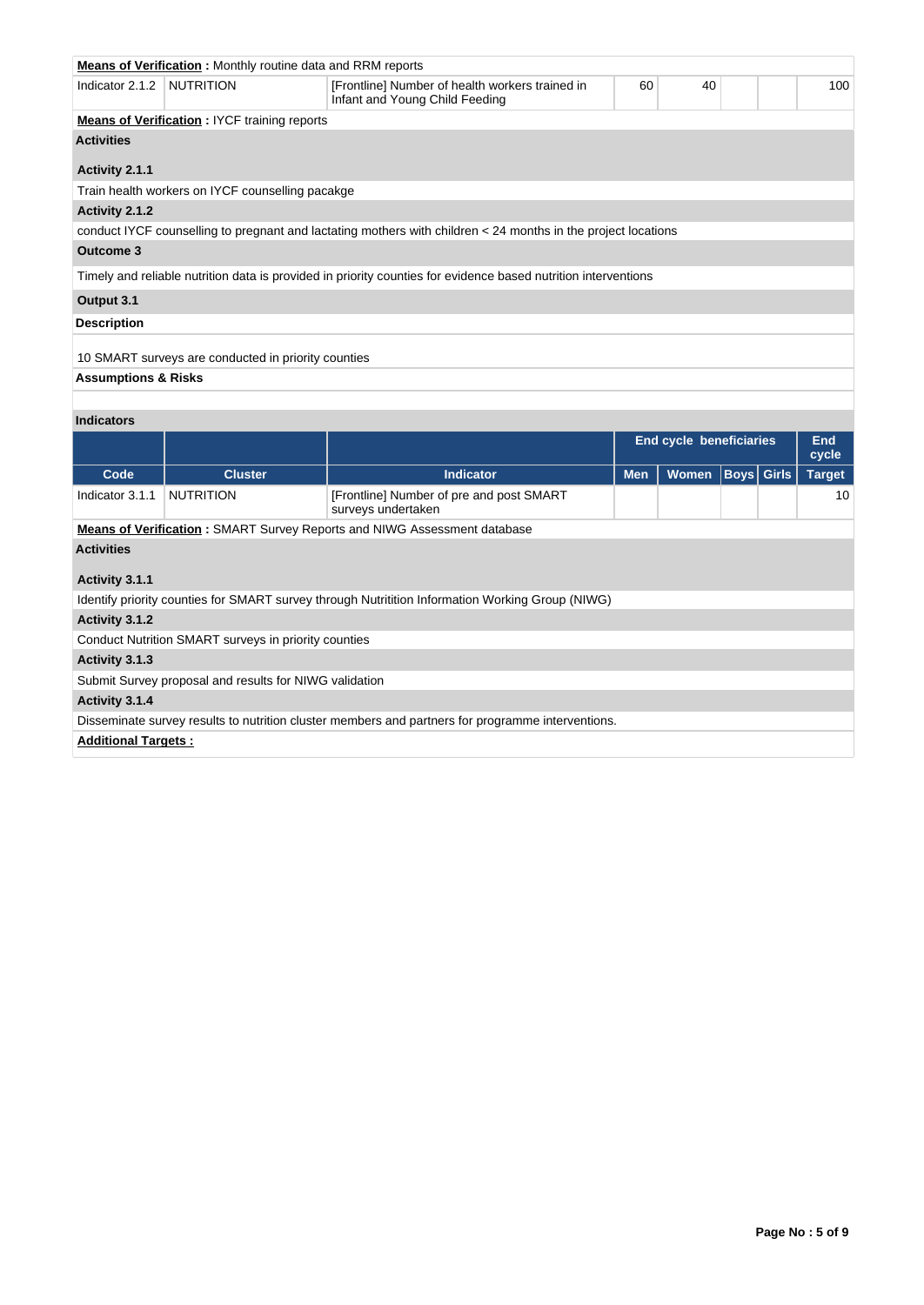**Means of Verification :** Monthly routine data and RRM reports

| Code | Cluster | Indicator | Men | Women | Boys | Girls | Target |
|---|---|---|---|---|---|---|---|
| Indicator 2.1.2 | NUTRITION | [Frontline] Number of health workers trained in Infant and Young Child Feeding | 60 | 40 | | | 100 |

**Means of Verification :** IYCF training reports

**Activities**

**Activity 2.1.1**

Train health workers on IYCF counselling pacakge

**Activity 2.1.2**

conduct IYCF counselling to pregnant and lactating mothers with children < 24 months in the project locations

**Outcome 3**

Timely and reliable nutrition data is provided in priority counties for evidence based nutrition interventions

**Output 3.1**

**Description**

10 SMART surveys are conducted in priority counties

**Assumptions & Risks**

**Indicators**

| | | | End cycle beneficiaries | | | | End cycle |
|---|---|---|---|---|---|---|---|
| **Code** | **Cluster** | **Indicator** | **Men** | **Women** | **Boys** | **Girls** | **Target** |
| Indicator 3.1.1 | NUTRITION | [Frontline] Number of pre and post SMART surveys undertaken | | | | | 10 |

**Means of Verification :** SMART Survey Reports and NIWG Assessment database

**Activities**

**Activity 3.1.1**

Identify priority counties for SMART survey through Nutritition Information Working Group (NIWG)

**Activity 3.1.2**

Conduct Nutrition SMART surveys in priority counties

**Activity 3.1.3**

Submit Survey proposal and results for NIWG validation

**Activity 3.1.4**

Disseminate survey results to nutrition cluster members and partners for programme interventions.

**Additional Targets :**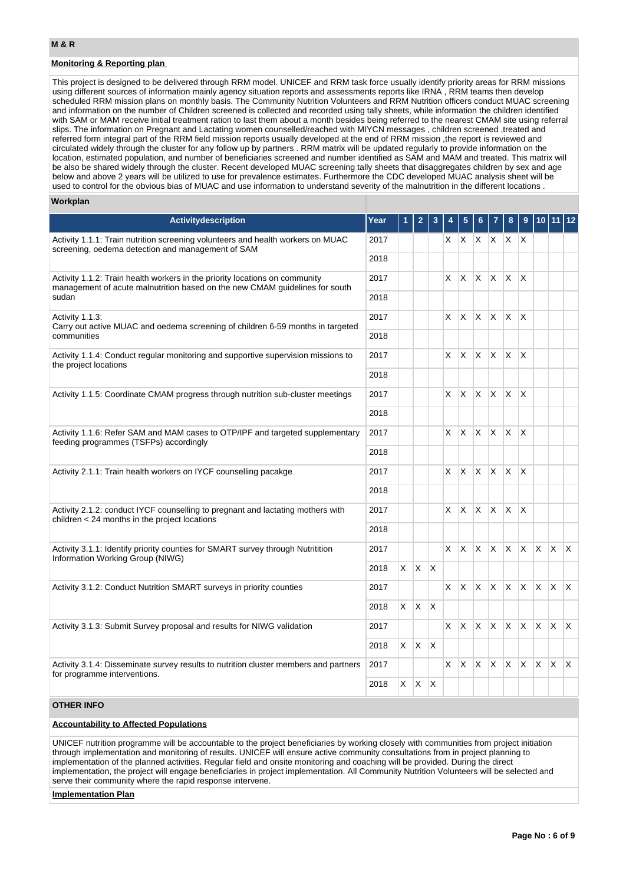## M & R

### Monitoring & Reporting plan

This project is designed to be delivered through RRM model. UNICEF and RRM task force usually identify priority areas for RRM missions using different sources of information mainly agency situation reports and assessments reports like IRNA , RRM teams then develop scheduled RRM mission plans on monthly basis. The Community Nutrition Volunteers and RRM Nutrition officers conduct MUAC screening and information on the number of Children screened is collected and recorded using tally sheets, while information the children identified with SAM or MAM receive initial treatment ration to last them about a month besides being referred to the nearest CMAM site using referral slips. The information on Pregnant and Lactating women counselled/reached with MIYCN messages , children screened ,treated and referred form integral part of the RRM field mission reports usually developed at the end of RRM mission ,the report is reviewed and circulated widely through the cluster for any follow up by partners . RRM matrix will be updated regularly to provide information on the location, estimated population, and number of beneficiaries screened and number identified as SAM and MAM and treated. This matrix will be also be shared widely through the cluster. Recent developed MUAC screening tally sheets that disaggregates children by sex and age below and above 2 years will be utilized to use for prevalence estimates. Furthermore the CDC developed MUAC analysis sheet will be used to control for the obvious bias of MUAC and use information to understand severity of the malnutrition in the different locations .

### Workplan

| Activitydescription | Year | 1 | 2 | 3 | 4 | 5 | 6 | 7 | 8 | 9 | 10 | 11 | 12 |
|---|---|---|---|---|---|---|---|---|---|---|---|---|---|
| Activity 1.1.1: Train nutrition screening volunteers and health workers on MUAC screening, oedema detection and management of SAM | 2017 | | | | X | X | X | X | X | X | | | |
| | 2018 | | | | | | | | | | | | |
| Activity 1.1.2: Train health workers in the priority locations on community management of acute malnutrition based on the new CMAM guidelines for south sudan | 2017 | | | | X | X | X | X | X | X | | | |
| | 2018 | | | | | | | | | | | | |
| Activity 1.1.3: Carry out active MUAC and oedema screening of children 6-59 months in targeted communities | 2017 | | | | X | X | X | X | X | X | | | |
| | 2018 | | | | | | | | | | | | |
| Activity 1.1.4: Conduct regular monitoring and supportive supervision missions to the project locations | 2017 | | | | X | X | X | X | X | X | | | |
| | 2018 | | | | | | | | | | | | |
| Activity 1.1.5: Coordinate CMAM progress through nutrition sub-cluster meetings | 2017 | | | | X | X | X | X | X | X | | | |
| | 2018 | | | | | | | | | | | | |
| Activity 1.1.6: Refer SAM and MAM cases to OTP/IPF and targeted supplementary feeding programmes (TSFPs) accordingly | 2017 | | | | X | X | X | X | X | X | | | |
| | 2018 | | | | | | | | | | | | |
| Activity 2.1.1: Train health workers on IYCF counselling pacakge | 2017 | | | | X | X | X | X | X | X | | | |
| | 2018 | | | | | | | | | | | | |
| Activity 2.1.2: conduct IYCF counselling to pregnant and lactating mothers with children < 24 months in the project locations | 2017 | | | | X | X | X | X | X | X | | | |
| | 2018 | | | | | | | | | | | | |
| Activity 3.1.1: Identify priority counties for SMART survey through Nutritition Information Working Group (NIWG) | 2017 | | | | X | X | X | X | X | X | X | X | X |
| | 2018 | X | X | X | | | | | | | | | |
| Activity 3.1.2: Conduct Nutrition SMART surveys in priority counties | 2017 | | | | X | X | X | X | X | X | X | X | X |
| | 2018 | X | X | X | | | | | | | | | |
| Activity 3.1.3: Submit Survey proposal and results for NIWG validation | 2017 | | | | X | X | X | X | X | X | X | X | X |
| | 2018 | X | X | X | | | | | | | | | |
| Activity 3.1.4: Disseminate survey results to nutrition cluster members and partners for programme interventions. | 2017 | | | | X | X | X | X | X | X | X | X | X |
| | 2018 | X | X | X | | | | | | | | | |

## OTHER INFO

### Accountability to Affected Populations

UNICEF nutrition programme will be accountable to the project beneficiaries by working closely with communities from project initiation through implementation and monitoring of results. UNICEF will ensure active community consultations from in project planning to implementation of the planned activities. Regular field and onsite monitoring and coaching will be provided. During the direct implementation, the project will engage beneficiaries in project implementation. All Community Nutrition Volunteers will be selected and serve their community where the rapid response intervene.

### Implementation Plan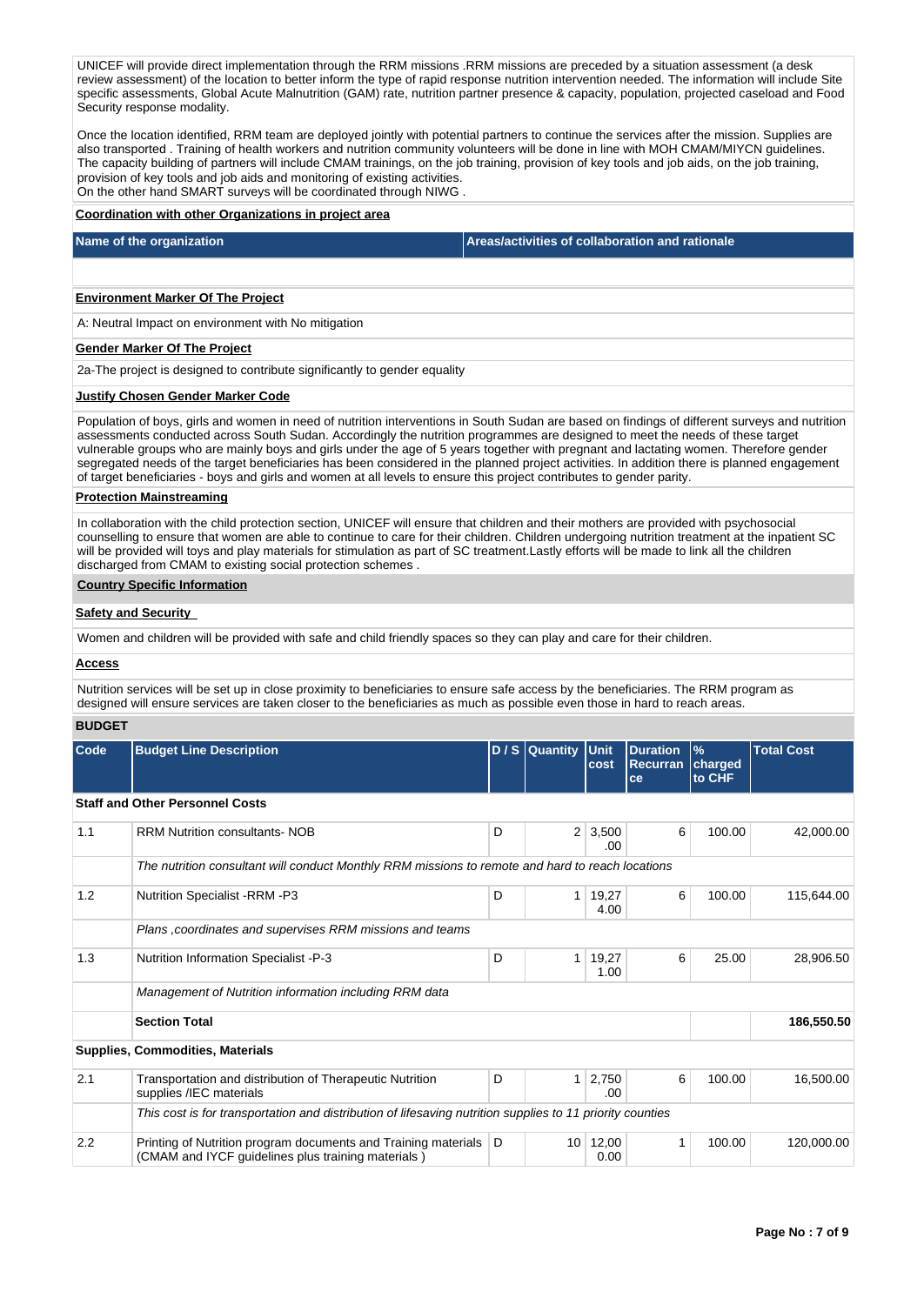UNICEF will provide direct implementation through the RRM missions .RRM missions are preceded by a situation assessment (a desk review assessment) of the location to better inform the type of rapid response nutrition intervention needed. The information will include Site specific assessments, Global Acute Malnutrition (GAM) rate, nutrition partner presence & capacity, population, projected caseload and Food Security response modality.

Once the location identified, RRM team are deployed jointly with potential partners to continue the services after the mission. Supplies are also transported . Training of health workers and nutrition community volunteers will be done in line with MOH CMAM/MIYCN guidelines. The capacity building of partners will include CMAM trainings, on the job training, provision of key tools and job aids, on the job training, provision of key tools and job aids and monitoring of existing activities.
On the other hand SMART surveys will be coordinated through NIWG .

**Coordination with other Organizations in project area**

| Name of the organization | Areas/activities of collaboration and rationale |
|---|---|
| | |

**Environment Marker Of The Project**

A: Neutral Impact on environment with No mitigation

**Gender Marker Of The Project**

2a-The project is designed to contribute significantly to gender equality

**Justify Chosen Gender Marker Code**

Population of boys, girls and women in need of nutrition interventions in South Sudan are based on findings of different surveys and nutrition assessments conducted across South Sudan. Accordingly the nutrition programmes are designed to meet the needs of these target vulnerable groups who are mainly boys and girls under the age of 5 years together with pregnant and lactating women. Therefore gender segregated needs of the target beneficiaries has been considered in the planned project activities. In addition there is planned engagement of target beneficiaries - boys and girls and women at all levels to ensure this project contributes to gender parity.

**Protection Mainstreaming**

In collaboration with the child protection section, UNICEF will ensure that children and their mothers are provided with psychosocial counselling to ensure that women are able to continue to care for their children. Children undergoing nutrition treatment at the inpatient SC will be provided will toys and play materials for stimulation as part of SC treatment.Lastly efforts will be made to link all the children discharged from CMAM to existing social protection schemes .

**Country Specific Information**

**Safety and Security**

Women and children will be provided with safe and child friendly spaces so they can play and care for their children.

**Access**

Nutrition services will be set up in close proximity to beneficiaries to ensure safe access by the beneficiaries. The RRM program as designed will ensure services are taken closer to the beneficiaries as much as possible even those in hard to reach areas.

**BUDGET**

| Code | Budget Line Description | D / S | Quantity | Unit cost | Duration Recurrance | % charged to CHF | Total Cost |
|---|---|---|---|---|---|---|---|
| **Staff and Other Personnel Costs** | | | | | | | |
| 1.1 | RRM Nutrition consultants- NOB | D | 2 | 3,500.00 | 6 | 100.00 | 42,000.00 |
| | *The nutrition consultant will conduct Monthly RRM missions to remote and hard to reach locations* | | | | | | |
| 1.2 | Nutrition Specialist -RRM -P3 | D | 1 | 19,274.00 | 6 | 100.00 | 115,644.00 |
| | *Plans ,coordinates and supervises RRM missions and teams* | | | | | | |
| 1.3 | Nutrition Information Specialist -P-3 | D | 1 | 19,271.00 | 6 | 25.00 | 28,906.50 |
| | *Management of Nutrition information including RRM data* | | | | | | |
| | **Section Total** | | | | | | **186,550.50** |
| **Supplies, Commodities, Materials** | | | | | | | |
| 2.1 | Transportation and distribution of Therapeutic Nutrition supplies /IEC materials | D | 1 | 2,750.00 | 6 | 100.00 | 16,500.00 |
| | *This cost is for transportation and distribution of lifesaving nutrition supplies to 11 priority counties* | | | | | | |
| 2.2 | Printing of Nutrition program documents and Training materials (CMAM and IYCF guidelines plus training materials ) | D | 10 | 12,000.00 | 1 | 100.00 | 120,000.00 |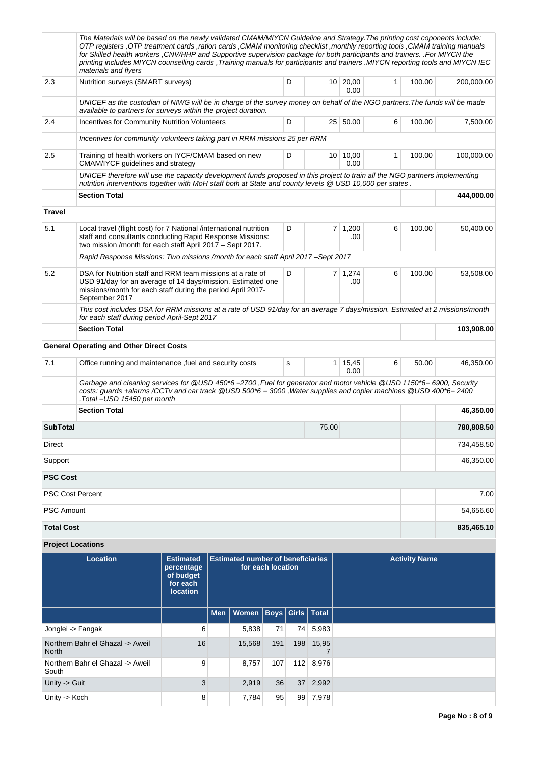| | | | | | | | |
|---|---|---|---|---|---|---|---|
| | *The Materials will be based on the newly validated CMAM/MIYCN Guideline and Strategy.The printing cost coponents include: OTP registers ,OTP treatment cards ,ration cards ,CMAM monitoring checklist ,monthly reporting tools ,CMAM training manuals for Skilled health workers ,CNV/HHP and Supportive supervision package for both participants and trainers. .For MIYCN the printing includes MIYCN counselling cards ,Training manuals for participants and trainers .MIYCN reporting tools and MIYCN IEC materials and flyers* | | | | | | |
| 2.3 | Nutrition surveys (SMART surveys) | D | 10 | 20,000.00 | 1 | 100.00 | 200,000.00 |
| | *UNICEF as the custodian of NIWG will be in charge of the survey money on behalf of the NGO partners.The funds will be made available to partners for surveys within the project duration.* | | | | | | |
| 2.4 | Incentives for Community Nutrition Volunteers | D | 25 | 50.00 | 6 | 100.00 | 7,500.00 |
| | *Incentives for community volunteers taking part in RRM missions 25 per RRM* | | | | | | |
| 2.5 | Training of health workers on IYCF/CMAM based on new CMAM/IYCF guidelines and strategy | D | 10 | 10,000.00 | 1 | 100.00 | 100,000.00 |
| | *UNICEF therefore will use the capacity development funds proposed in this project to train all the NGO partners implementing nutrition interventions together with MoH staff both at State and county levels @ USD 10,000 per states .* | | | | | | |
| | **Section Total** | | | | | | **444,000.00** |
| **Travel** | | | | | | | |
| 5.1 | Local travel (flight cost) for 7 National /international nutrition staff and consultants conducting Rapid Response Missions: two mission /month for each staff April 2017 – Sept 2017. | D | 7 | 1,200.00 | 6 | 100.00 | 50,400.00 |
| | *Rapid Response Missions: Two missions /month for each staff April 2017 –Sept 2017* | | | | | | |
| 5.2 | DSA for Nutrition staff and RRM team missions at a rate of USD 91/day for an average of 14 days/mission. Estimated one missions/month for each staff during the period April 2017-September 2017 | D | 7 | 1,274.00 | 6 | 100.00 | 53,508.00 |
| | *This cost includes DSA for RRM missions at a rate of USD 91/day for an average 7 days/mission. Estimated at 2 missions/month for each staff during period April-Sept 2017* | | | | | | |
| | **Section Total** | | | | | | **103,908.00** |
| **General Operating and Other Direct Costs** | | | | | | | |
| 7.1 | Office running and maintenance ,fuel and security costs | S | 1 | 15,450.00 | 6 | 50.00 | 46,350.00 |
| | *Garbage and cleaning services for @USD 450\*6 =2700 ,Fuel for generator and motor vehicle @USD 1150\*6= 6900, Security costs: guards +alarms /CCTv and car track @USD 500\*6 = 3000 ,Water supplies and copier machines @USD 400\*6= 2400 ,Total =USD 15450 per month* | | | | | | |
| | **Section Total** | | | | | | **46,350.00** |
| **SubTotal** | | | 75.00 | | | | **780,808.50** |
| Direct | | | | | | | 734,458.50 |
| Support | | | | | | | 46,350.00 |
| **PSC Cost** | | | | | | | |
| PSC Cost Percent | | | | | | | 7.00 |
| PSC Amount | | | | | | | 54,656.60 |
| **Total Cost** | | | | | | | **835,465.10** |

**Project Locations**

| Location | Estimated percentage of budget for each location | Estimated number of beneficiaries for each location | | | | | Activity Name |
|---|---|---|---|---|---|---|---|
| | | Men | Women | Boys | Girls | Total | |
| Jonglei -> Fangak | 6 | | 5,838 | 71 | 74 | 5,983 | |
| Northern Bahr el Ghazal -> Aweil North | 16 | | 15,568 | 191 | 198 | 15,957 | |
| Northern Bahr el Ghazal -> Aweil South | 9 | | 8,757 | 107 | 112 | 8,976 | |
| Unity -> Guit | 3 | | 2,919 | 36 | 37 | 2,992 | |
| Unity -> Koch | 8 | | 7,784 | 95 | 99 | 7,978 | |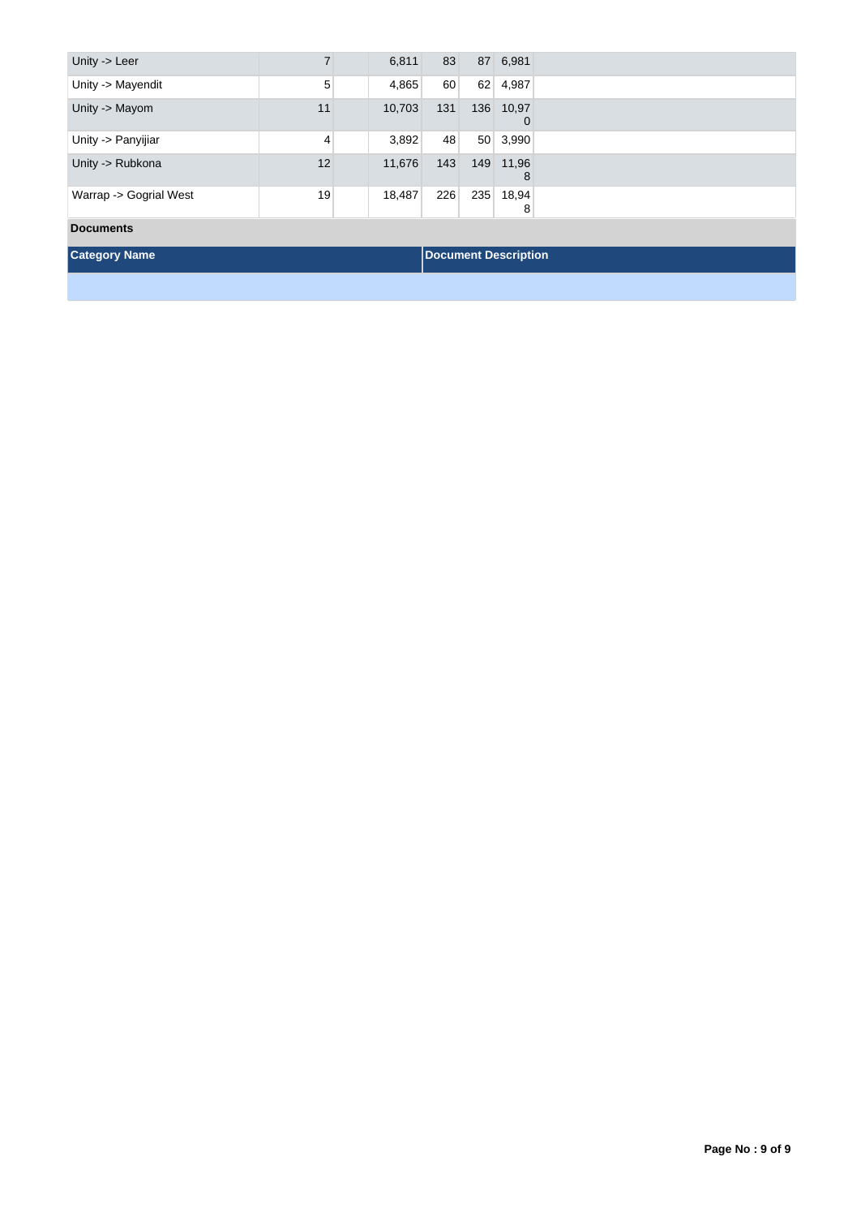| | | | | | | | |
|---|---|---|---|---|---|---|---|
| Unity -> Leer | 7 | | 6,811 | 83 | 87 | 6,981 | |
| Unity -> Mayendit | 5 | | 4,865 | 60 | 62 | 4,987 | |
| Unity -> Mayom | 11 | | 10,703 | 131 | 136 | 10,970 | |
| Unity -> Panyijiar | 4 | | 3,892 | 48 | 50 | 3,990 | |
| Unity -> Rubkona | 12 | | 11,676 | 143 | 149 | 11,968 | |
| Warrap -> Gogrial West | 19 | | 18,487 | 226 | 235 | 18,948 | |

**Documents**

| Category Name | Document Description |
|---|---|
| | |